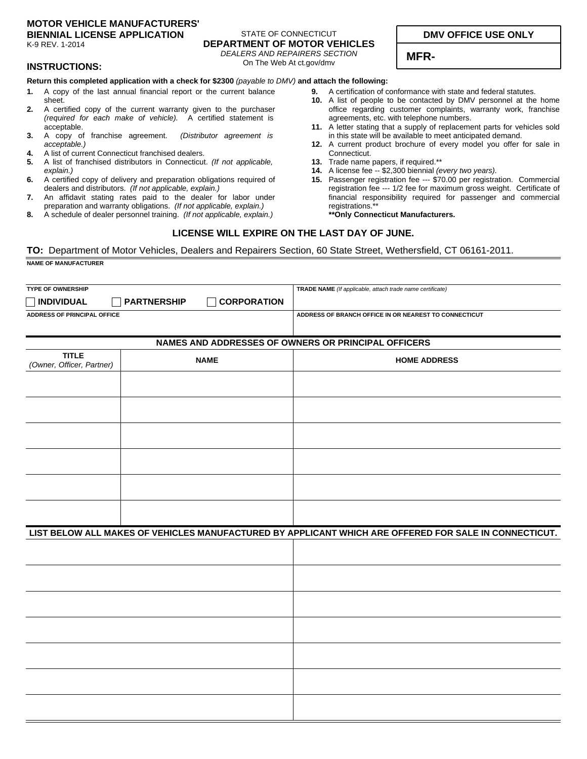**MOTOR VEHICLE MANUFACTURERS' BIENNIAL LICENSE APPLICATION**
K-9 REV. 1-2014

STATE OF CONNECTICUT
**DEPARTMENT OF MOTOR VEHICLES**
*DEALERS AND REPAIRERS SECTION*
On The Web At ct.gov/dmv

| DMV OFFICE USE ONLY |
|---|
| MFR- |

## INSTRUCTIONS:

**Return this completed application with a check for $2300** *(payable to DMV)* **and attach the following:**

1. A copy of the last annual financial report or the current balance sheet.
2. A certified copy of the current warranty given to the purchaser *(required for each make of vehicle).* A certified statement is acceptable.
3. A copy of franchise agreement. *(Distributor agreement is acceptable.)*
4. A list of current Connecticut franchised dealers.
5. A list of franchised distributors in Connecticut. *(If not applicable, explain.)*
6. A certified copy of delivery and preparation obligations required of dealers and distributors. *(If not applicable, explain.)*
7. An affidavit stating rates paid to the dealer for labor under preparation and warranty obligations. *(If not applicable, explain.)*
8. A schedule of dealer personnel training. *(If not applicable, explain.)*
9. A certification of conformance with state and federal statutes.
10. A list of people to be contacted by DMV personnel at the home office regarding customer complaints, warranty work, franchise agreements, etc. with telephone numbers.
11. A letter stating that a supply of replacement parts for vehicles sold in this state will be available to meet anticipated demand.
12. A current product brochure of every model you offer for sale in Connecticut.
13. Trade name papers, if required.**
14. A license fee -- $2,300 biennial *(every two years).*
15. Passenger registration fee --- $70.00 per registration. Commercial registration fee --- 1/2 fee for maximum gross weight. Certificate of financial responsibility required for passenger and commercial registrations.**
    **\*\*Only Connecticut Manufacturers.**

**LICENSE WILL EXPIRE ON THE LAST DAY OF JUNE.**

**TO:** Department of Motor Vehicles, Dealers and Repairers Section, 60 State Street, Wethersfield, CT 06161-2011.

NAME OF MANUFACTURER

| TYPE OF OWNERSHIP | TRADE NAME *(If applicable, attach trade name certificate)* |
|---|---|
| ☐ INDIVIDUAL ☐ PARTNERSHIP ☐ CORPORATION | |
| ADDRESS OF PRINCIPAL OFFICE | ADDRESS OF BRANCH OFFICE IN OR NEAREST TO CONNECTICUT |

**NAMES AND ADDRESSES OF OWNERS OR PRINCIPAL OFFICERS**

| TITLE *(Owner, Officer, Partner)* | NAME | HOME ADDRESS |
|---|---|---|
| | | |
| | | |
| | | |
| | | |
| | | |
| | | |

**LIST BELOW ALL MAKES OF VEHICLES MANUFACTURED BY APPLICANT WHICH ARE OFFERED FOR SALE IN CONNECTICUT.**

| | |
|---|---|
| | |
| | |
| | |
| | |
| | |
| | |
| | |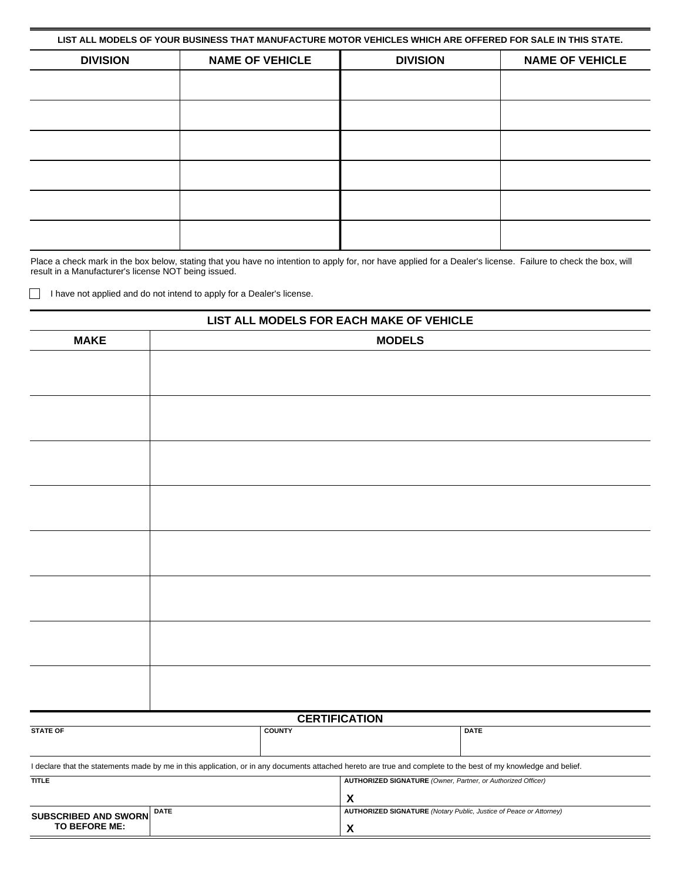**LIST ALL MODELS OF YOUR BUSINESS THAT MANUFACTURE MOTOR VEHICLES WHICH ARE OFFERED FOR SALE IN THIS STATE.**

| DIVISION | NAME OF VEHICLE | DIVISION | NAME OF VEHICLE |
|---|---|---|---|
| | | | |
| | | | |
| | | | |
| | | | |
| | | | |
| | | | |

Place a check mark in the box below, stating that you have no intention to apply for, nor have applied for a Dealer's license. Failure to check the box, will result in a Manufacturer's license NOT being issued.

☐ I have not applied and do not intend to apply for a Dealer's license.

**LIST ALL MODELS FOR EACH MAKE OF VEHICLE**

| MAKE | MODELS |
|---|---|
| | |
| | |
| | |
| | |
| | |
| | |
| | |
| | |

## CERTIFICATION

| STATE OF | COUNTY | DATE |
|---|---|---|
| | | |

I declare that the statements made by me in this application, or in any documents attached hereto are true and complete to the best of my knowledge and belief.

| TITLE | | **AUTHORIZED SIGNATURE** *(Owner, Partner, or Authorized Officer)* |
|---|---|---|
| | | X |
| **SUBSCRIBED AND SWORN TO BEFORE ME:** | DATE | **AUTHORIZED SIGNATURE** *(Notary Public, Justice of Peace or Attorney)* |
| | | X |